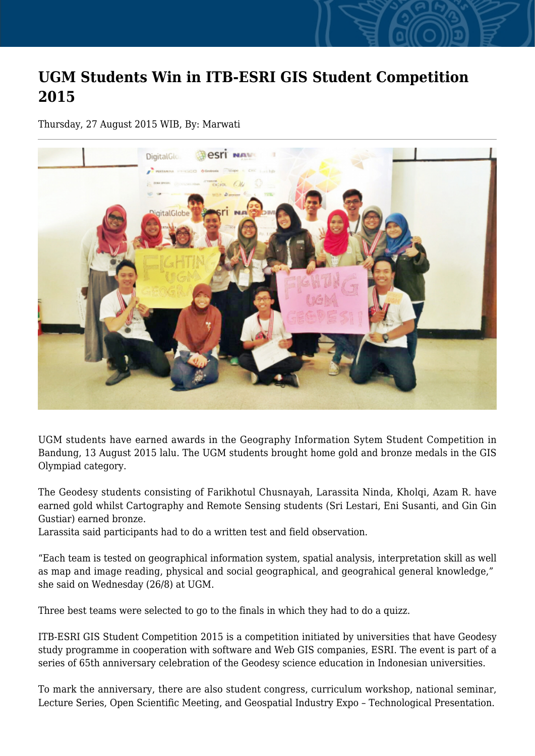# UGM Students Win in ITB-ESRI GIS Student Competition 2015

Thursday, 27 August 2015 WIB, By: Marwati

UGM students have earned awards in the Geography Information Sytem Student Competition in Bandung, 13 August 2015 lalu. The UGM students brought home gold and bronze medals in the GIS Olympiad category.

The Geodesy students consisting of Farikhotul Chusnayah, Larassita Ninda, Kholqi, Azam R. have earned gold whilst Cartography and Remote Sensing students (Sri Lestari, Eni Susanti, and Gin Gin Gustiar) earned bronze.
Larassita said participants had to do a written test and field observation.

"Each team is tested on geographical information system, spatial analysis, interpretation skill as well as map and image reading, physical and social geographical, and geograhical general knowledge," she said on Wednesday (26/8) at UGM.

Three best teams were selected to go to the finals in which they had to do a quizz.

ITB-ESRI GIS Student Competition 2015 is a competition initiated by universities that have Geodesy study programme in cooperation with software and Web GIS companies, ESRI. The event is part of a series of 65th anniversary celebration of the Geodesy science education in Indonesian universities.

To mark the anniversary, there are also student congress, curriculum workshop, national seminar, Lecture Series, Open Scientific Meeting, and Geospatial Industry Expo – Technological Presentation.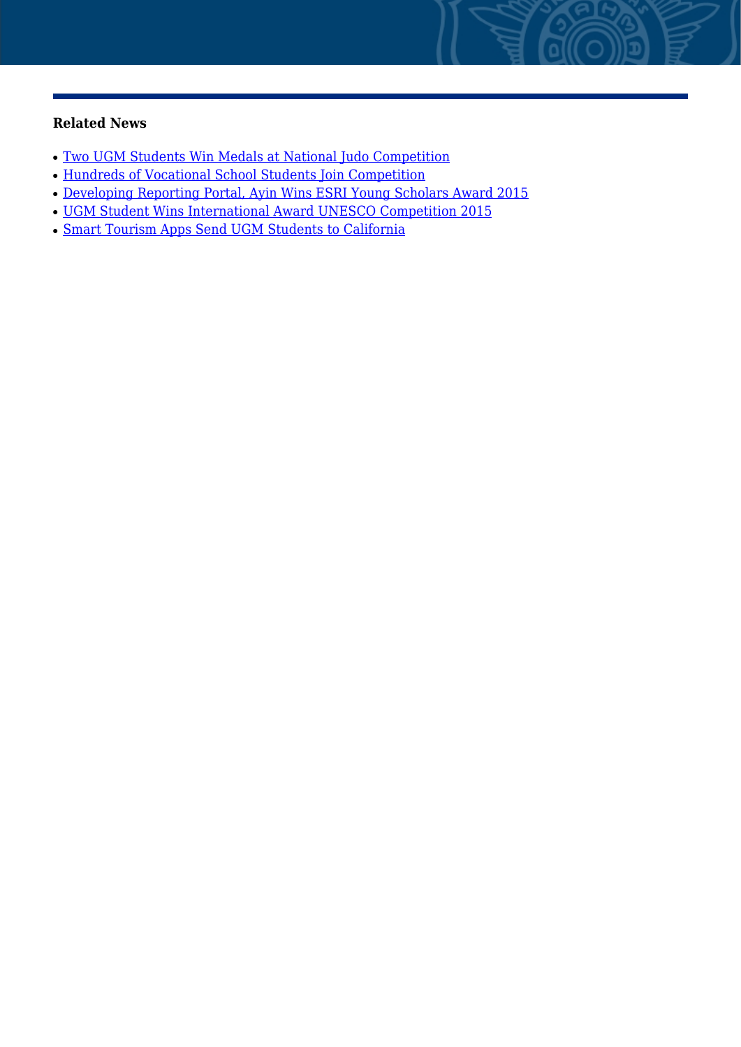### Related News

- Two UGM Students Win Medals at National Judo Competition
- Hundreds of Vocational School Students Join Competition
- Developing Reporting Portal, Ayin Wins ESRI Young Scholars Award 2015
- UGM Student Wins International Award UNESCO Competition 2015
- Smart Tourism Apps Send UGM Students to California